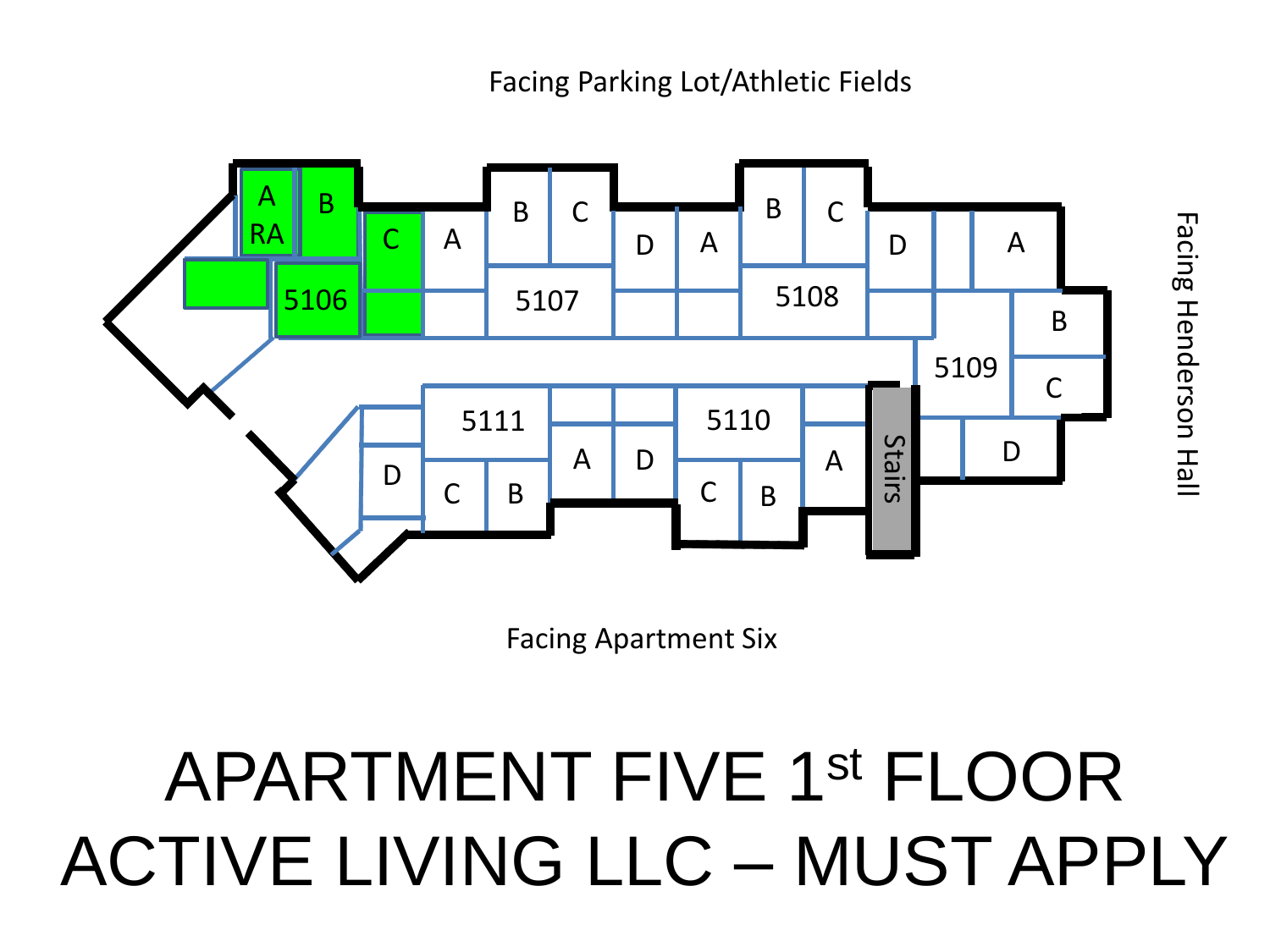Facing Parking Lot/Athletic Fields

Facing Henderson Hall

Facing Apartment Six

A RA | B | C | 5106

A | B | C | 5107 | D

A | B | C | 5108 | D

A | B | C | 5109 | D

5110 | A | B | C | D

5111 | A | B | C | D

Stairs

# APARTMENT FIVE 1st FLOOR
# ACTIVE LIVING LLC – MUST APPLY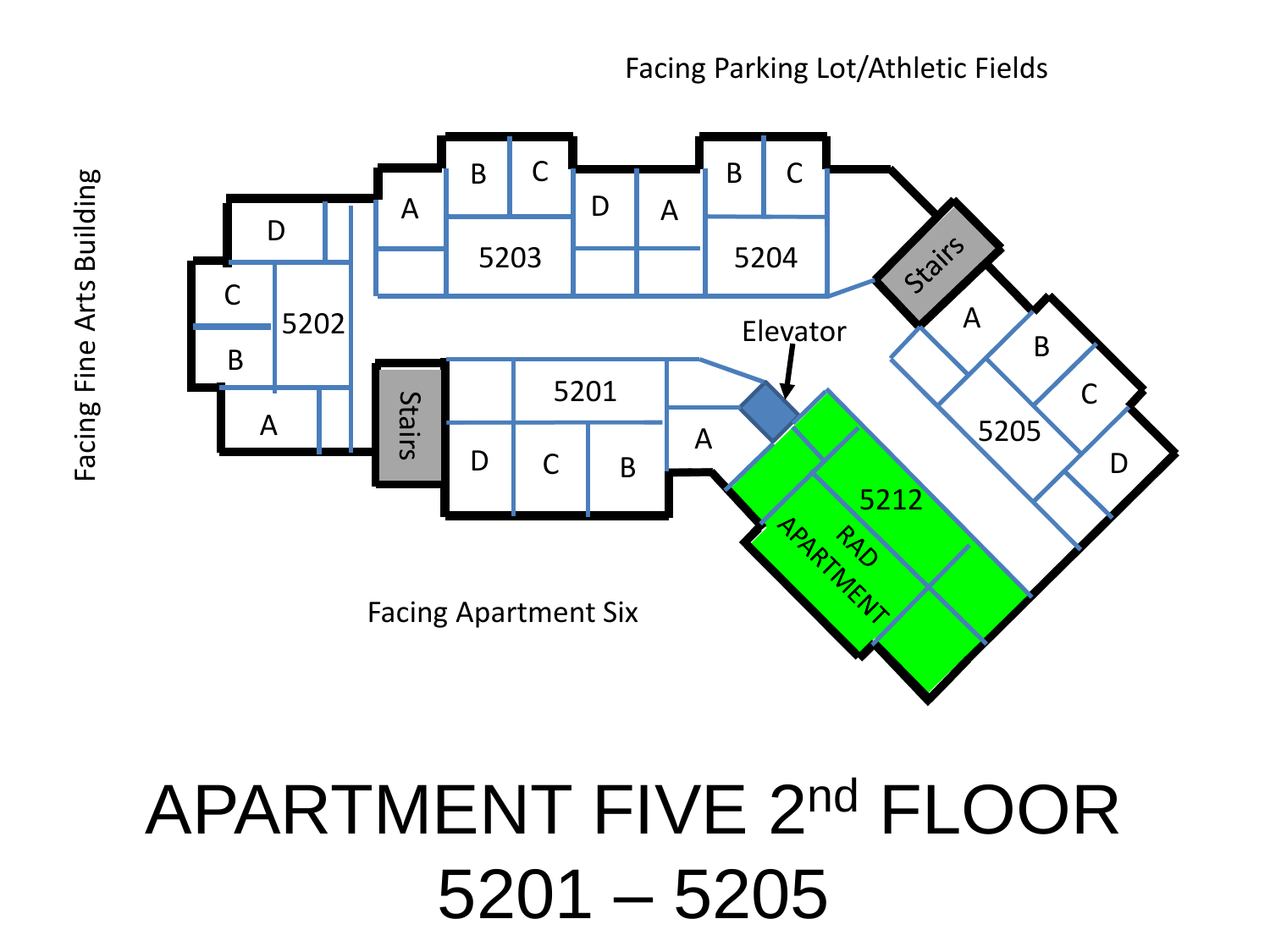Facing Parking Lot/Athletic Fields

Facing Fine Arts Building

Facing Apartment Six

5201 A B C D

5202 A B C D

5203 A B C D

5204 A B C D

5205 A B C D

5212 RAD APARTMENT

Stairs

Stairs

Elevator

# APARTMENT FIVE 2nd FLOOR 5201 – 5205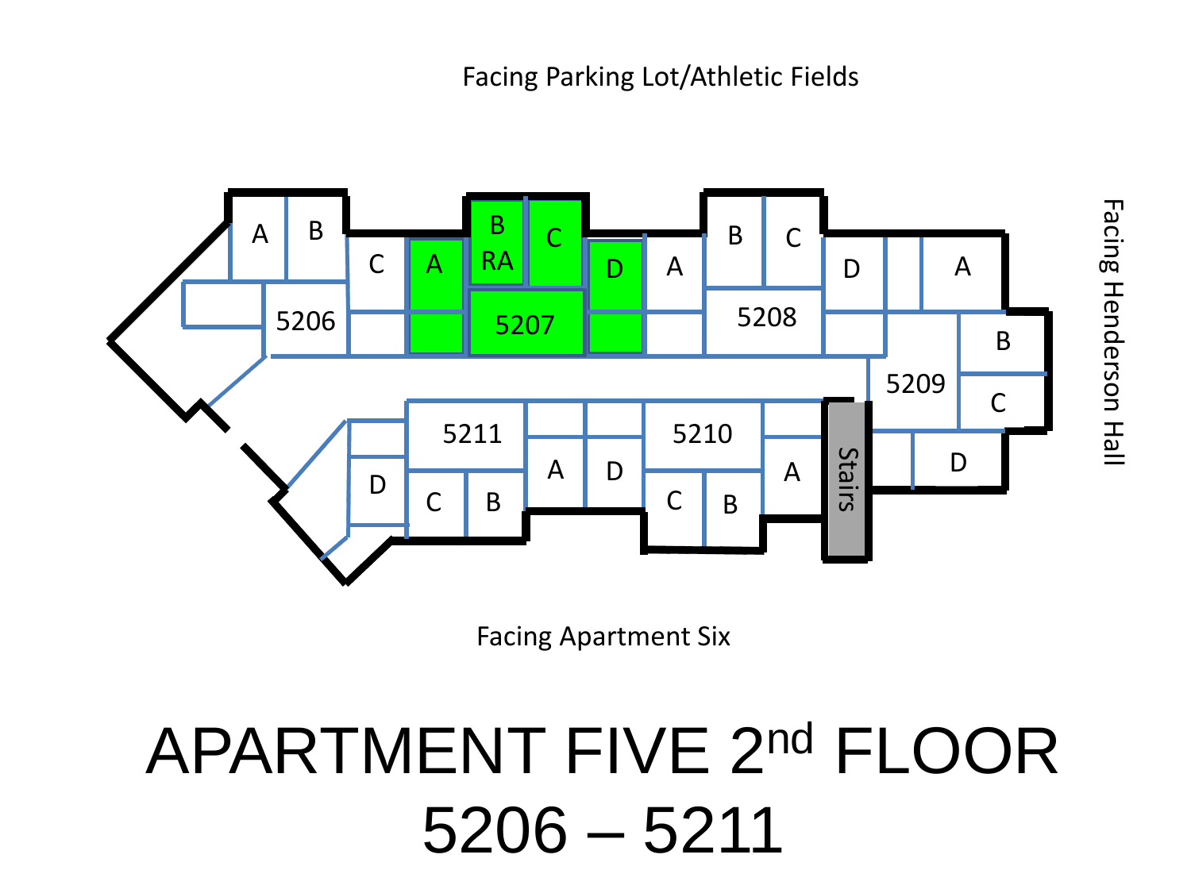Facing Parking Lot/Athletic Fields

Facing Henderson Hall

Facing Apartment Six

5206 — A, B, C

5207 — A, B RA, C, D

5208 — A, B, C, D

5209 — A, B, C, D

5210 — A, B, C, D

5211 — A, B, C, D

Stairs

# APARTMENT FIVE 2nd FLOOR 5206 – 5211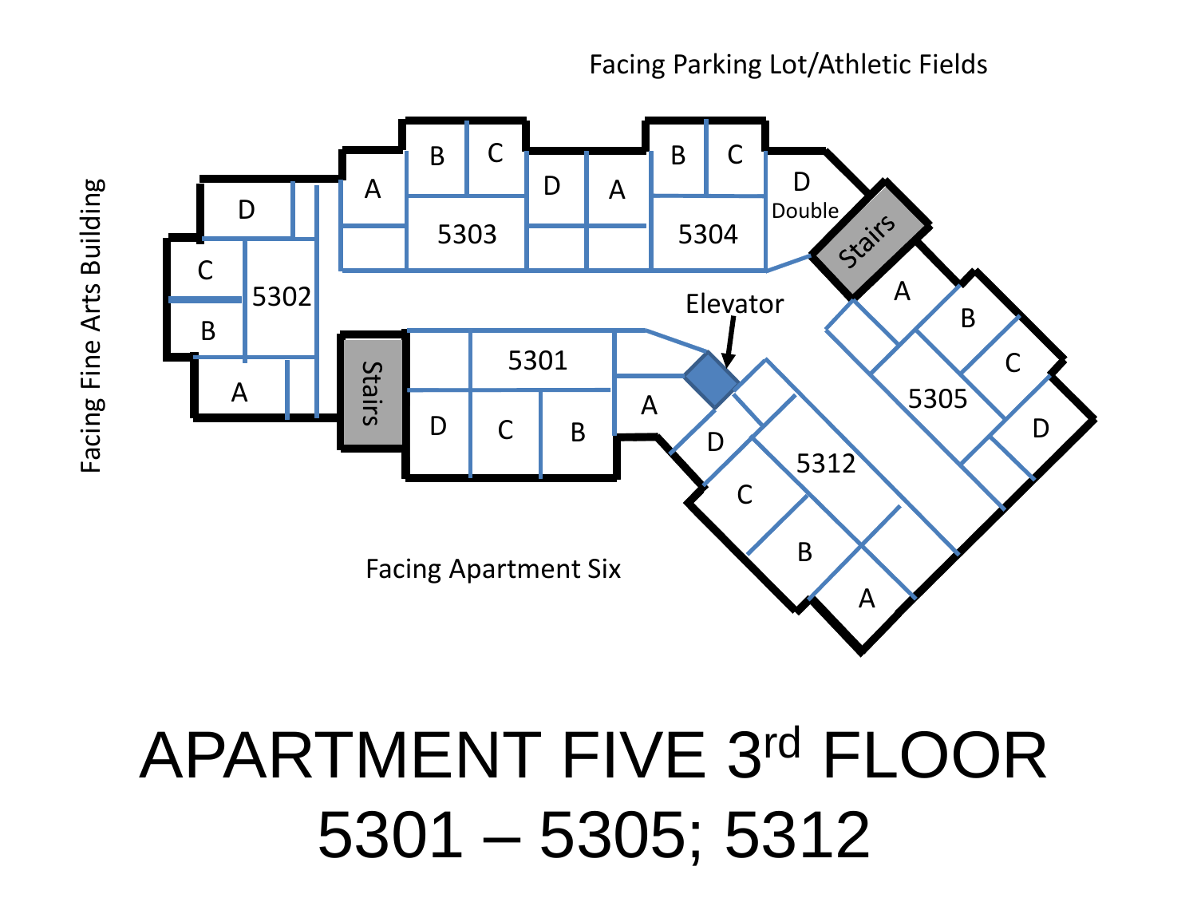Facing Parking Lot/Athletic Fields

Facing Fine Arts Building

Facing Apartment Six

5301: A, B, C, D

5302: A, B, C, D

5303: A, B, C, D

5304: A, B, C, D Double

5305: A, B, C, D

5312: A, B, C, D

Stairs

Stairs

Elevator

# APARTMENT FIVE 3rd FLOOR

# 5301 – 5305; 5312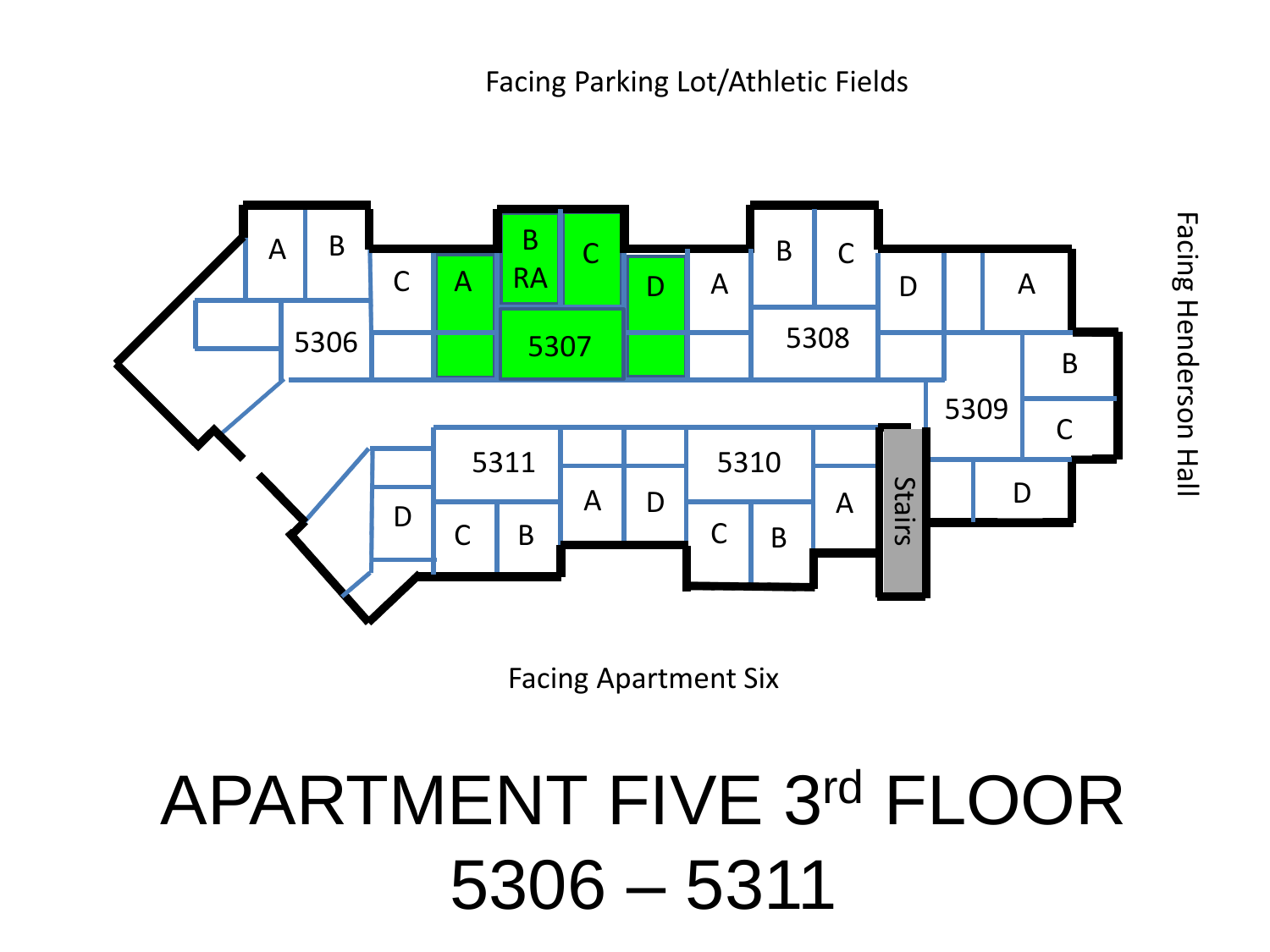Facing Parking Lot/Athletic Fields

Facing Henderson Hall

Facing Apartment Six

# APARTMENT FIVE 3rd FLOOR 5306 – 5311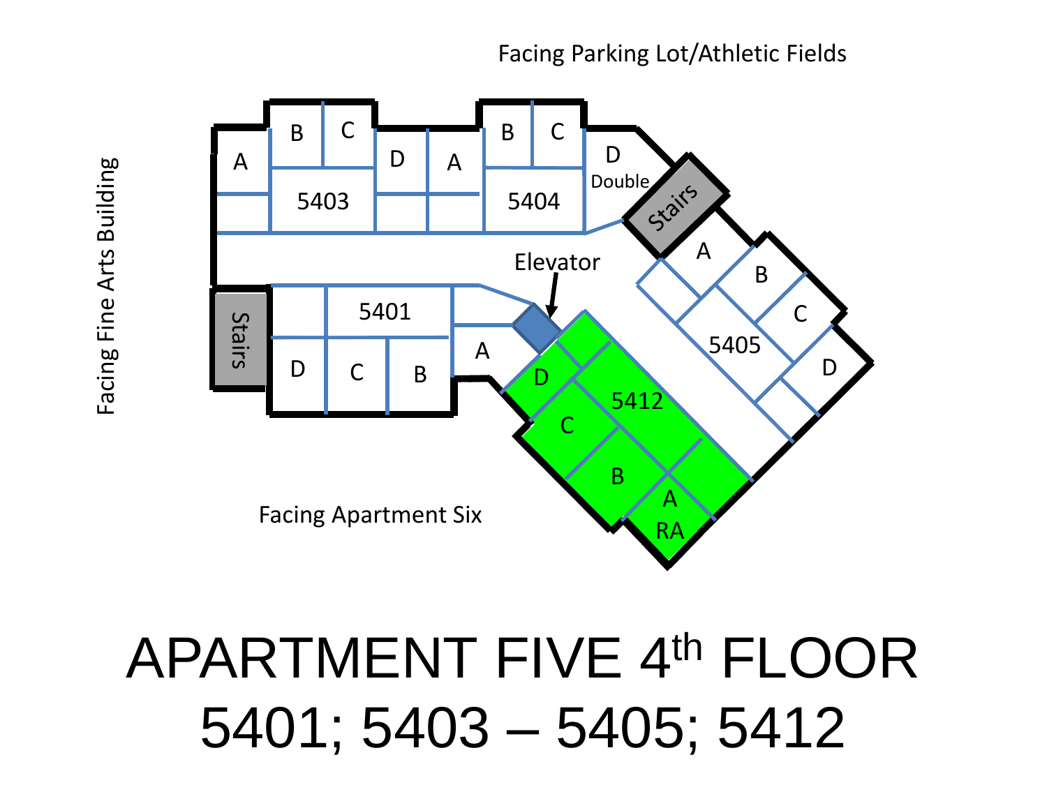Facing Parking Lot/Athletic Fields

Facing Fine Arts Building

Facing Apartment Six

| Apartment | Rooms |
| --- | --- |
| 5401 | A, B, C, D |
| 5403 | A, B, C, D |
| 5404 | A, B, C, D Double |
| 5405 | A, B, C, D |
| 5412 | A RA, B, C, D |

Stairs

Elevator

# APARTMENT FIVE 4th FLOOR

# 5401; 5403 – 5405; 5412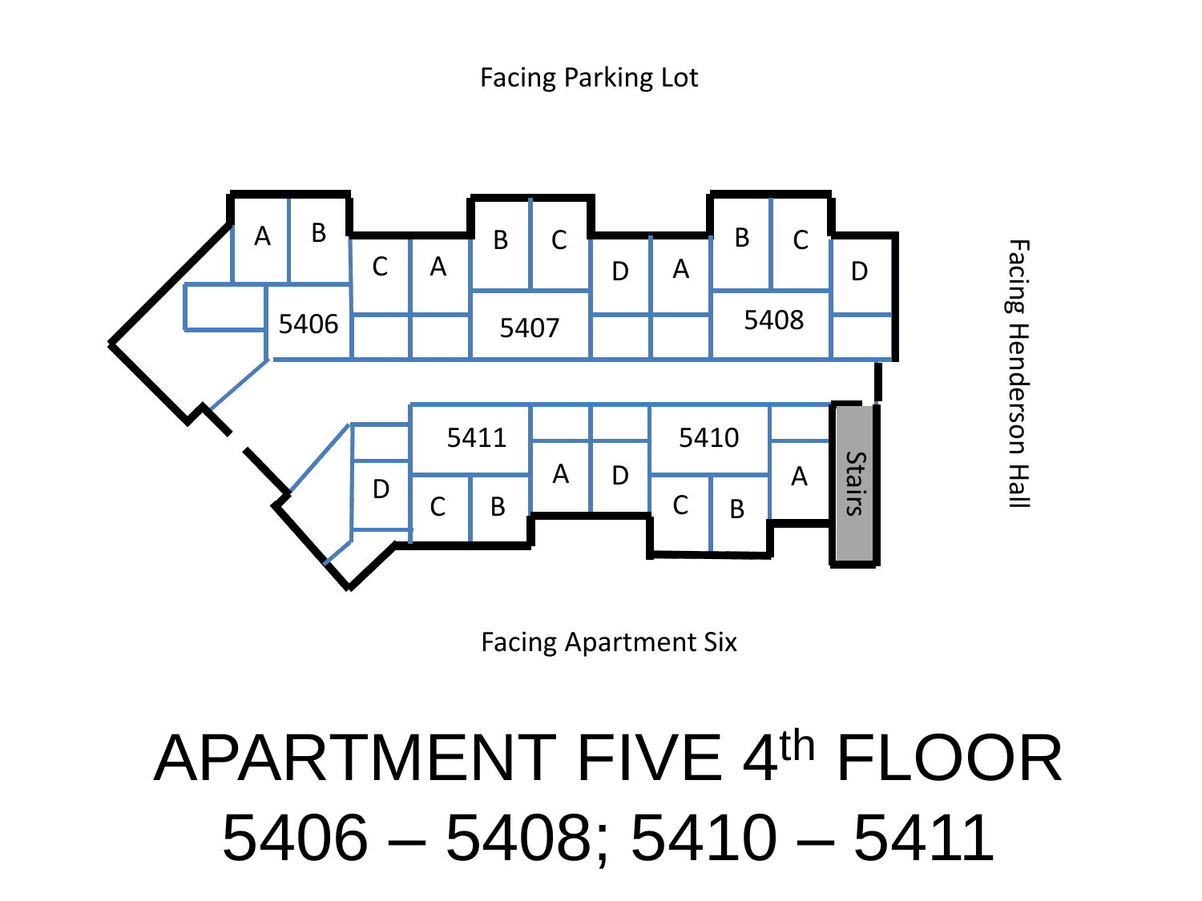Facing Parking Lot

A B C A B C D A B C D

5406 5407 5408

5411 5410

D C B A D C B A

Stairs

Facing Henderson Hall

Facing Apartment Six

# APARTMENT FIVE 4th FLOOR

# 5406 – 5408; 5410 – 5411